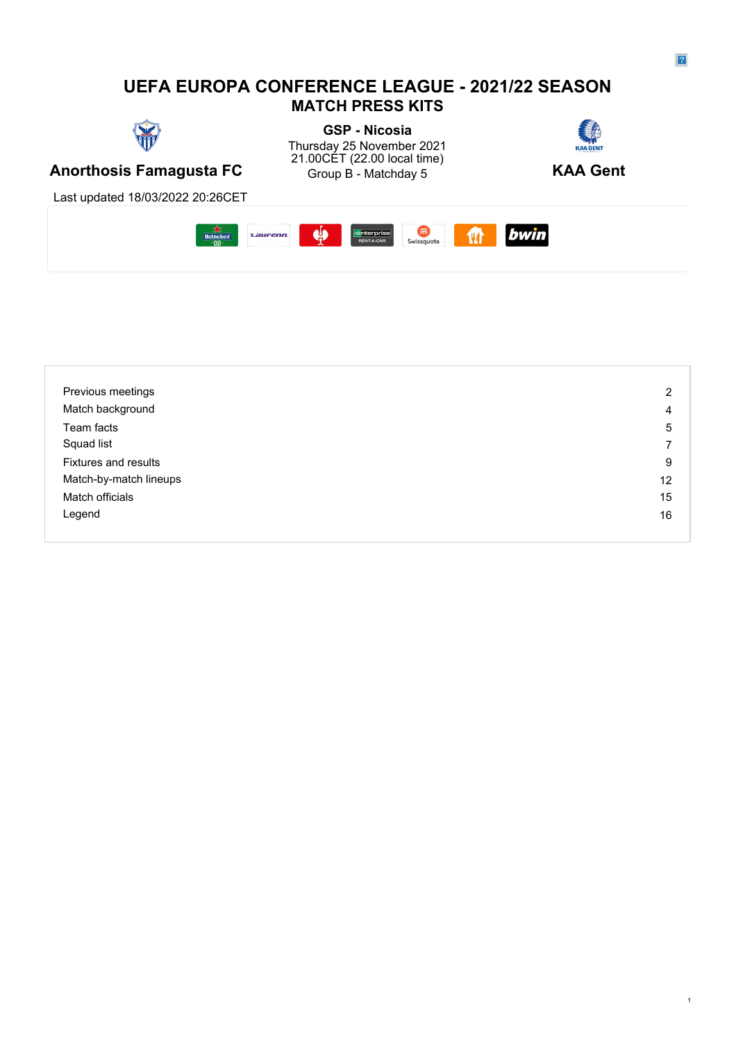# UEFA EUROPA CONFERENCE LEAGUE - 2021/22 SEASON

## MATCH PRESS KITS

**Anorthosis Famagusta FC**

**GSP - Nicosia**
Thursday 25 November 2021
21.00CET (22.00 local time)
Group B - Matchday 5

**KAA Gent**

Last updated 18/03/2022 20:26CET

| | |
|---|---|
| Previous meetings | 2 |
| Match background | 4 |
| Team facts | 5 |
| Squad list | 7 |
| Fixtures and results | 9 |
| Match-by-match lineups | 12 |
| Match officials | 15 |
| Legend | 16 |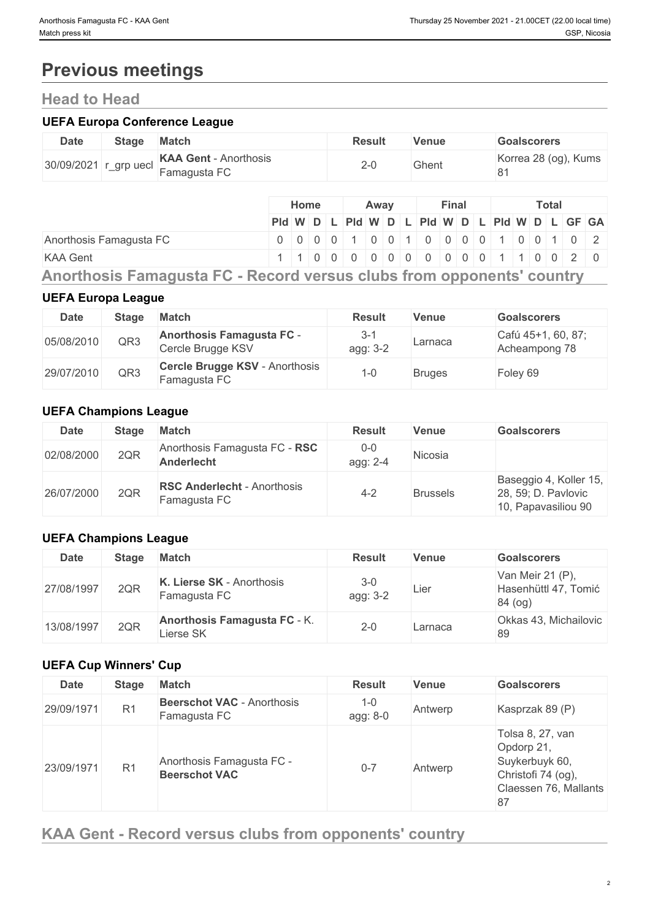# Previous meetings

## Head to Head

### UEFA Europa Conference League

| Date | Stage | Match | Result | Venue | Goalscorers |
|---|---|---|---|---|---|
| 30/09/2021 | r_grp uecl | **KAA Gent** - Anorthosis Famagusta FC | 2-0 | Ghent | Korrea 28 (og), Kums 81 |

| | Home | | | | Away | | | | Final | | | | Total | | | | | |
|---|---|---|---|---|---|---|---|---|---|---|---|---|---|---|---|---|---|---|
| | Pld | W | D | L | Pld | W | D | L | Pld | W | D | L | Pld | W | D | L | GF | GA |
| Anorthosis Famagusta FC | 0 | 0 | 0 | 0 | 1 | 0 | 0 | 1 | 0 | 0 | 0 | 0 | 1 | 0 | 0 | 1 | 0 | 2 |
| KAA Gent | 1 | 1 | 0 | 0 | 0 | 0 | 0 | 0 | 0 | 0 | 0 | 0 | 1 | 1 | 0 | 0 | 2 | 0 |

## Anorthosis Famagusta FC - Record versus clubs from opponents' country

### UEFA Europa League

| Date | Stage | Match | Result | Venue | Goalscorers |
|---|---|---|---|---|---|
| 05/08/2010 | QR3 | **Anorthosis Famagusta FC** - Cercle Brugge KSV | 3-1 agg: 3-2 | Larnaca | Cafú 45+1, 60, 87; Acheampong 78 |
| 29/07/2010 | QR3 | **Cercle Brugge KSV** - Anorthosis Famagusta FC | 1-0 | Bruges | Foley 69 |

### UEFA Champions League

| Date | Stage | Match | Result | Venue | Goalscorers |
|---|---|---|---|---|---|
| 02/08/2000 | 2QR | Anorthosis Famagusta FC - **RSC Anderlecht** | 0-0 agg: 2-4 | Nicosia | |
| 26/07/2000 | 2QR | **RSC Anderlecht** - Anorthosis Famagusta FC | 4-2 | Brussels | Baseggio 4, Koller 15, 28, 59; D. Pavlovic 10, Papavasiliou 90 |

### UEFA Champions League

| Date | Stage | Match | Result | Venue | Goalscorers |
|---|---|---|---|---|---|
| 27/08/1997 | 2QR | **K. Lierse SK** - Anorthosis Famagusta FC | 3-0 agg: 3-2 | Lier | Van Meir 21 (P), Hasenhüttl 47, Tomić 84 (og) |
| 13/08/1997 | 2QR | **Anorthosis Famagusta FC** - K. Lierse SK | 2-0 | Larnaca | Okkas 43, Michailovic 89 |

### UEFA Cup Winners' Cup

| Date | Stage | Match | Result | Venue | Goalscorers |
|---|---|---|---|---|---|
| 29/09/1971 | R1 | **Beerschot VAC** - Anorthosis Famagusta FC | 1-0 agg: 8-0 | Antwerp | Kasprzak 89 (P) |
| 23/09/1971 | R1 | Anorthosis Famagusta FC - **Beerschot VAC** | 0-7 | Antwerp | Tolsa 8, 27, van Opdorp 21, Suykerbuyk 60, Christofi 74 (og), Claessen 76, Mallants 87 |

## KAA Gent - Record versus clubs from opponents' country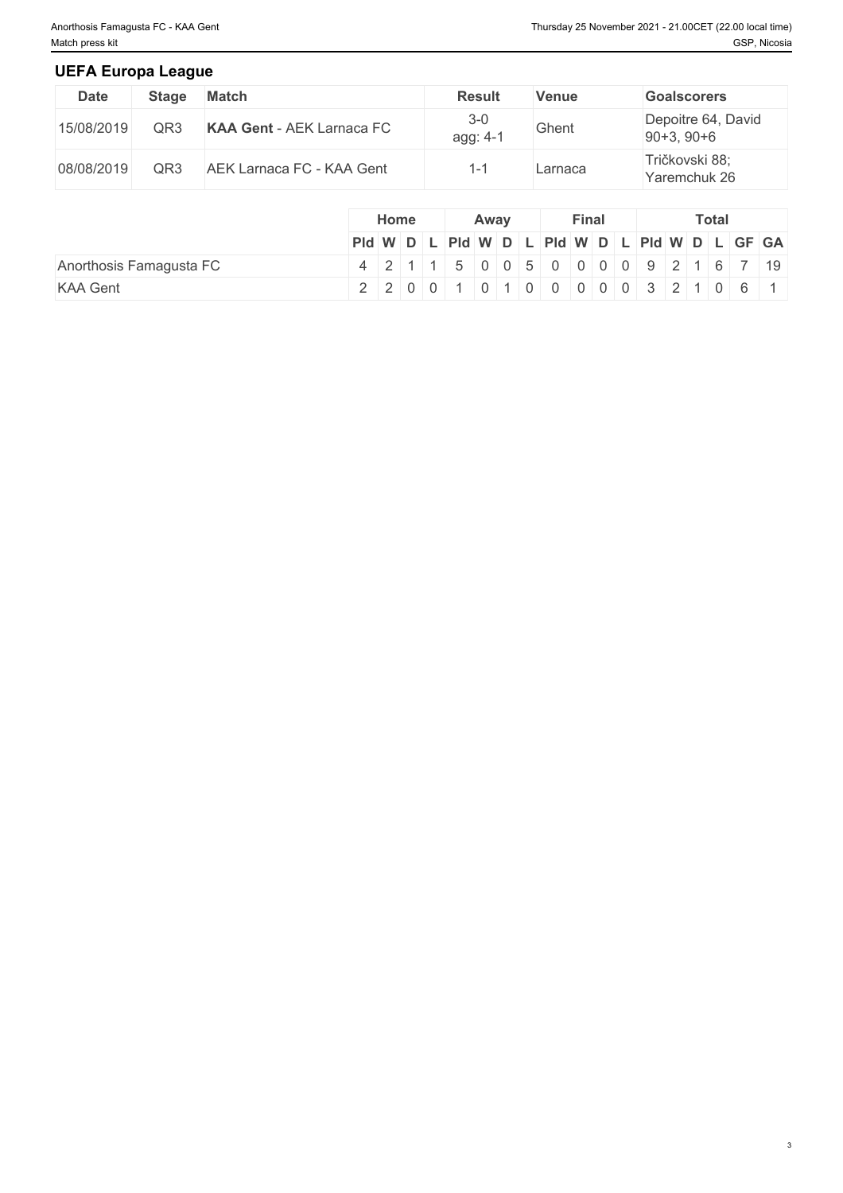## UEFA Europa League

| Date | Stage | Match | Result | Venue | Goalscorers |
|---|---|---|---|---|---|
| 15/08/2019 | QR3 | **KAA Gent** - AEK Larnaca FC | 3-0 agg: 4-1 | Ghent | Depoitre 64, David 90+3, 90+6 |
| 08/08/2019 | QR3 | AEK Larnaca FC - KAA Gent | 1-1 | Larnaca | Tričkovski 88; Yaremchuk 26 |

| | Home | | | | Away | | | | Final | | | | Total | | | | | |
|---|---|---|---|---|---|---|---|---|---|---|---|---|---|---|---|---|---|---|
| | Pld | W | D | L | Pld | W | D | L | Pld | W | D | L | Pld | W | D | L | GF | GA |
| Anorthosis Famagusta FC | 4 | 2 | 1 | 1 | 5 | 0 | 0 | 5 | 0 | 0 | 0 | 0 | 9 | 2 | 1 | 6 | 7 | 19 |
| KAA Gent | 2 | 2 | 0 | 0 | 1 | 0 | 1 | 0 | 0 | 0 | 0 | 0 | 3 | 2 | 1 | 0 | 6 | 1 |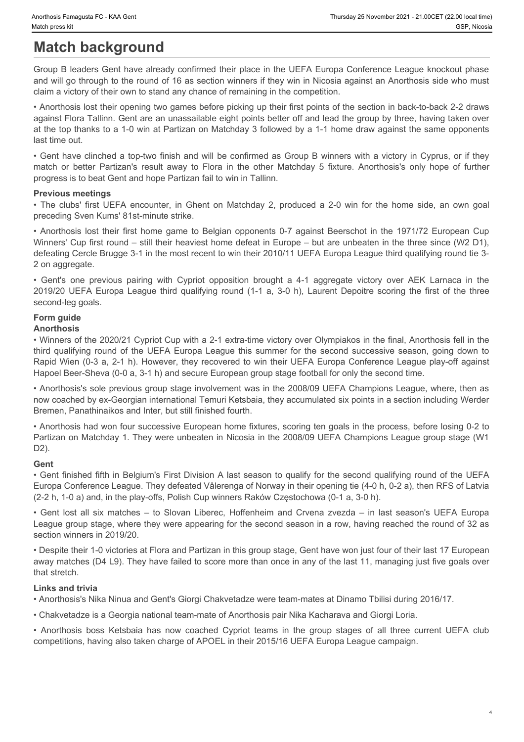# Match background

Group B leaders Gent have already confirmed their place in the UEFA Europa Conference League knockout phase and will go through to the round of 16 as section winners if they win in Nicosia against an Anorthosis side who must claim a victory of their own to stand any chance of remaining in the competition.

• Anorthosis lost their opening two games before picking up their first points of the section in back-to-back 2-2 draws against Flora Tallinn. Gent are an unassailable eight points better off and lead the group by three, having taken over at the top thanks to a 1-0 win at Partizan on Matchday 3 followed by a 1-1 home draw against the same opponents last time out.

• Gent have clinched a top-two finish and will be confirmed as Group B winners with a victory in Cyprus, or if they match or better Partizan's result away to Flora in the other Matchday 5 fixture. Anorthosis's only hope of further progress is to beat Gent and hope Partizan fail to win in Tallinn.

### Previous meetings

• The clubs' first UEFA encounter, in Ghent on Matchday 2, produced a 2-0 win for the home side, an own goal preceding Sven Kums' 81st-minute strike.

• Anorthosis lost their first home game to Belgian opponents 0-7 against Beerschot in the 1971/72 European Cup Winners' Cup first round – still their heaviest home defeat in Europe – but are unbeaten in the three since (W2 D1), defeating Cercle Brugge 3-1 in the most recent to win their 2010/11 UEFA Europa League third qualifying round tie 3-2 on aggregate.

• Gent's one previous pairing with Cypriot opposition brought a 4-1 aggregate victory over AEK Larnaca in the 2019/20 UEFA Europa League third qualifying round (1-1 a, 3-0 h), Laurent Depoitre scoring the first of the three second-leg goals.

### Form guide

#### Anorthosis

• Winners of the 2020/21 Cypriot Cup with a 2-1 extra-time victory over Olympiakos in the final, Anorthosis fell in the third qualifying round of the UEFA Europa League this summer for the second successive season, going down to Rapid Wien (0-3 a, 2-1 h). However, they recovered to win their UEFA Europa Conference League play-off against Hapoel Beer-Sheva (0-0 a, 3-1 h) and secure European group stage football for only the second time.

• Anorthosis's sole previous group stage involvement was in the 2008/09 UEFA Champions League, where, then as now coached by ex-Georgian international Temuri Ketsbaia, they accumulated six points in a section including Werder Bremen, Panathinaikos and Inter, but still finished fourth.

• Anorthosis had won four successive European home fixtures, scoring ten goals in the process, before losing 0-2 to Partizan on Matchday 1. They were unbeaten in Nicosia in the 2008/09 UEFA Champions League group stage (W1 D2).

#### Gent

• Gent finished fifth in Belgium's First Division A last season to qualify for the second qualifying round of the UEFA Europa Conference League. They defeated Vålerenga of Norway in their opening tie (4-0 h, 0-2 a), then RFS of Latvia (2-2 h, 1-0 a) and, in the play-offs, Polish Cup winners Raków Częstochowa (0-1 a, 3-0 h).

• Gent lost all six matches – to Slovan Liberec, Hoffenheim and Crvena zvezda – in last season's UEFA Europa League group stage, where they were appearing for the second season in a row, having reached the round of 32 as section winners in 2019/20.

• Despite their 1-0 victories at Flora and Partizan in this group stage, Gent have won just four of their last 17 European away matches (D4 L9). They have failed to score more than once in any of the last 11, managing just five goals over that stretch.

### Links and trivia

• Anorthosis's Nika Ninua and Gent's Giorgi Chakvetadze were team-mates at Dinamo Tbilisi during 2016/17.

• Chakvetadze is a Georgia national team-mate of Anorthosis pair Nika Kacharava and Giorgi Loria.

• Anorthosis boss Ketsbaia has now coached Cypriot teams in the group stages of all three current UEFA club competitions, having also taken charge of APOEL in their 2015/16 UEFA Europa League campaign.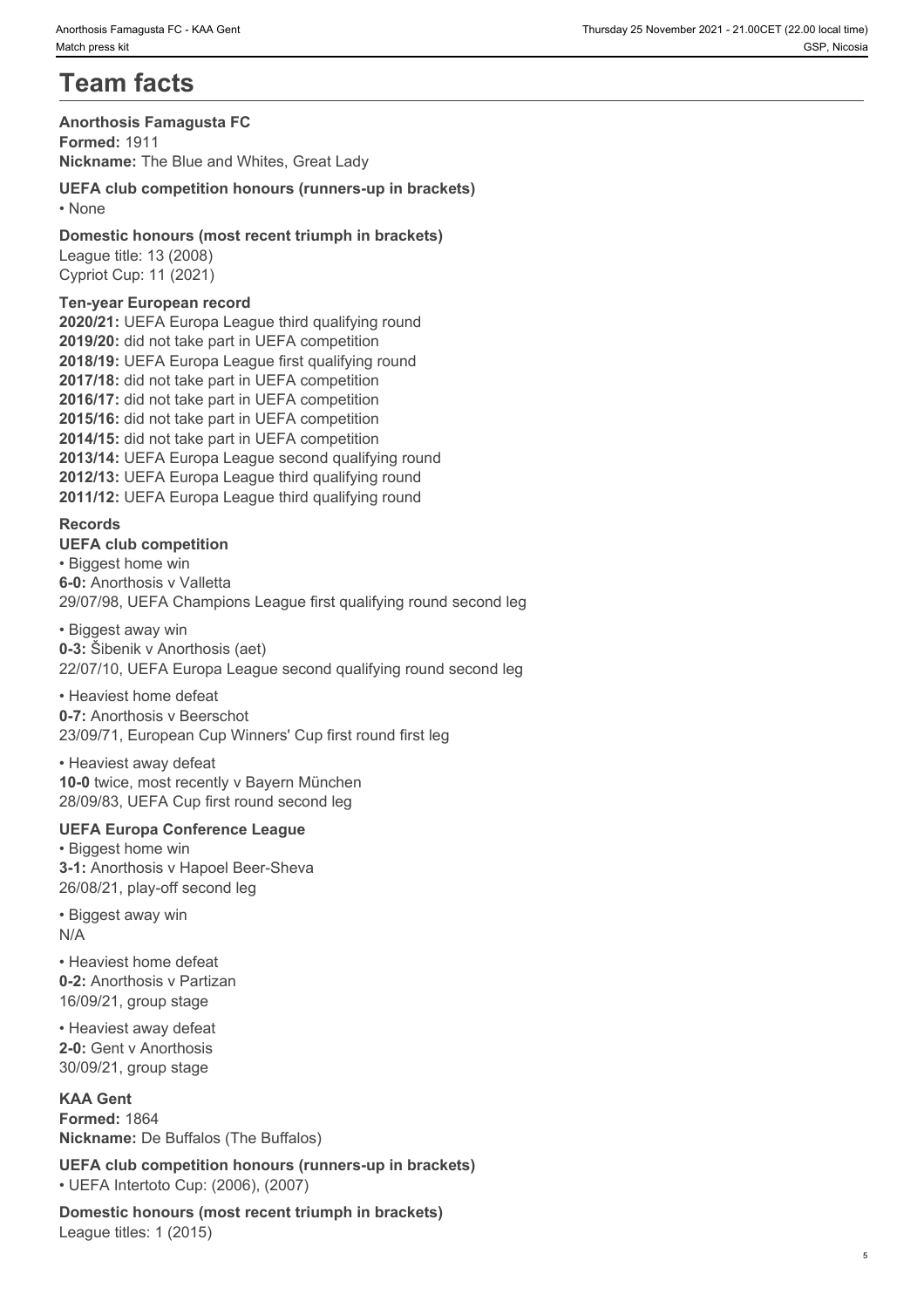# Team facts

**Anorthosis Famagusta FC**
**Formed:** 1911
**Nickname:** The Blue and Whites, Great Lady

**UEFA club competition honours (runners-up in brackets)**
• None

**Domestic honours (most recent triumph in brackets)**
League title: 13 (2008)
Cypriot Cup: 11 (2021)

**Ten-year European record**
**2020/21:** UEFA Europa League third qualifying round
**2019/20:** did not take part in UEFA competition
**2018/19:** UEFA Europa League first qualifying round
**2017/18:** did not take part in UEFA competition
**2016/17:** did not take part in UEFA competition
**2015/16:** did not take part in UEFA competition
**2014/15:** did not take part in UEFA competition
**2013/14:** UEFA Europa League second qualifying round
**2012/13:** UEFA Europa League third qualifying round
**2011/12:** UEFA Europa League third qualifying round

**Records**
**UEFA club competition**
• Biggest home win
**6-0:** Anorthosis v Valletta
29/07/98, UEFA Champions League first qualifying round second leg

• Biggest away win
**0-3:** Šibenik v Anorthosis (aet)
22/07/10, UEFA Europa League second qualifying round second leg

• Heaviest home defeat
**0-7:** Anorthosis v Beerschot
23/09/71, European Cup Winners' Cup first round first leg

• Heaviest away defeat
**10-0** twice, most recently v Bayern München
28/09/83, UEFA Cup first round second leg

**UEFA Europa Conference League**
• Biggest home win
**3-1:** Anorthosis v Hapoel Beer-Sheva
26/08/21, play-off second leg

• Biggest away win
N/A

• Heaviest home defeat
**0-2:** Anorthosis v Partizan
16/09/21, group stage

• Heaviest away defeat
**2-0:** Gent v Anorthosis
30/09/21, group stage

**KAA Gent**
**Formed:** 1864
**Nickname:** De Buffalos (The Buffalos)

**UEFA club competition honours (runners-up in brackets)**
• UEFA Intertoto Cup: (2006), (2007)

**Domestic honours (most recent triumph in brackets)**
League titles: 1 (2015)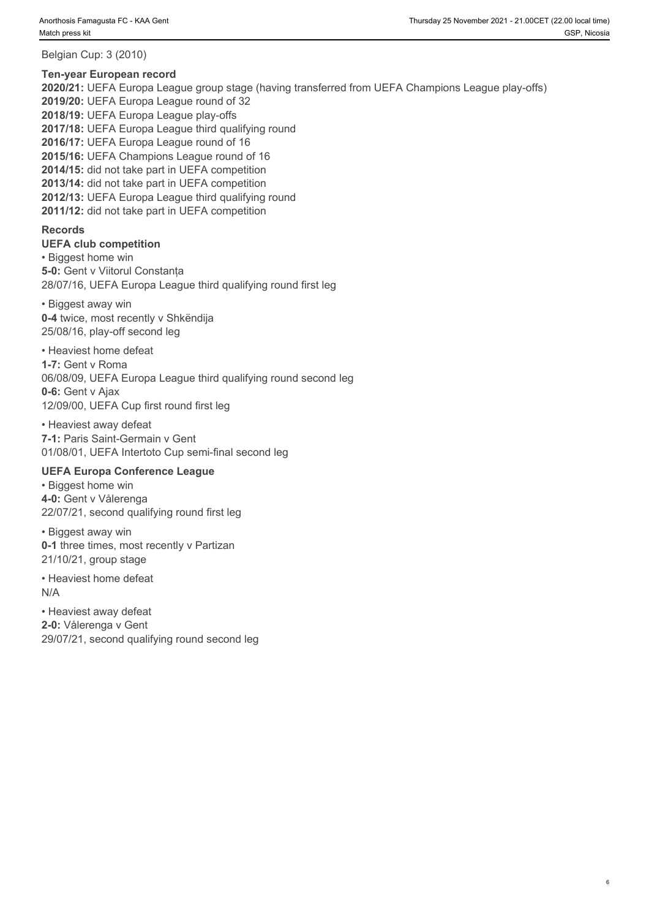Belgian Cup: 3 (2010)

### Ten-year European record

**2020/21:** UEFA Europa League group stage (having transferred from UEFA Champions League play-offs)
**2019/20:** UEFA Europa League round of 32
**2018/19:** UEFA Europa League play-offs
**2017/18:** UEFA Europa League third qualifying round
**2016/17:** UEFA Europa League round of 16
**2015/16:** UEFA Champions League round of 16
**2014/15:** did not take part in UEFA competition
**2013/14:** did not take part in UEFA competition
**2012/13:** UEFA Europa League third qualifying round
**2011/12:** did not take part in UEFA competition

### Records

#### UEFA club competition

• Biggest home win
**5-0:** Gent v Viitorul Constanța
28/07/16, UEFA Europa League third qualifying round first leg

• Biggest away win
**0-4** twice, most recently v Shkëndija
25/08/16, play-off second leg

• Heaviest home defeat
**1-7:** Gent v Roma
06/08/09, UEFA Europa League third qualifying round second leg
**0-6:** Gent v Ajax
12/09/00, UEFA Cup first round first leg

• Heaviest away defeat
**7-1:** Paris Saint-Germain v Gent
01/08/01, UEFA Intertoto Cup semi-final second leg

#### UEFA Europa Conference League

• Biggest home win
**4-0:** Gent v Vålerenga
22/07/21, second qualifying round first leg

• Biggest away win
**0-1** three times, most recently v Partizan
21/10/21, group stage

• Heaviest home defeat
N/A

• Heaviest away defeat
**2-0:** Vålerenga v Gent
29/07/21, second qualifying round second leg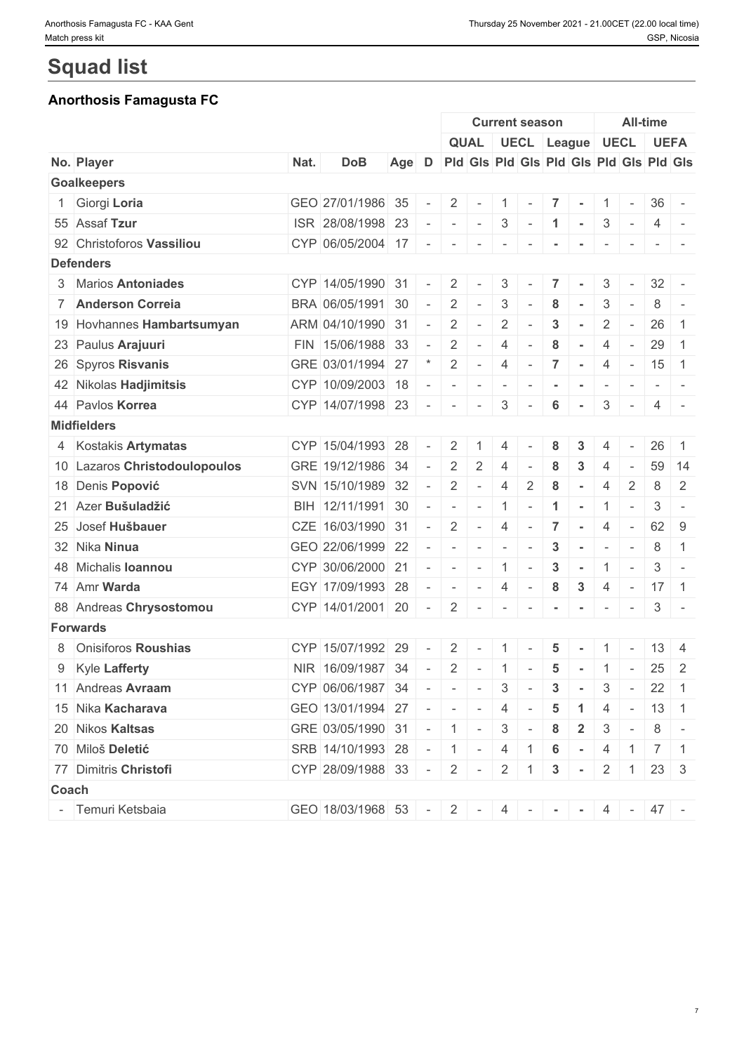# Squad list

## Anorthosis Famagusta FC

| | | | | | | Current season | | | | | | All-time | | | |
|---|---|---|---|---|---|---|---|---|---|---|---|---|---|---|---|
| | | | | | | QUAL | | UECL | | League | | UECL | | UEFA | |
| No. | Player | Nat. | DoB | Age | D | Pld | Gls | Pld | Gls | Pld | Gls | Pld | Gls | Pld | Gls |
| **Goalkeepers** | | | | | | | | | | | | | | | |
| 1 | Giorgi **Loria** | GEO | 27/01/1986 | 35 | - | 2 | - | 1 | - | 7 | - | 1 | - | 36 | - |
| 55 | Assaf **Tzur** | ISR | 28/08/1998 | 23 | - | - | - | 3 | - | 1 | - | 3 | - | 4 | - |
| 92 | Christoforos **Vassiliou** | CYP | 06/05/2004 | 17 | - | - | - | - | - | - | - | - | - | - | - |
| **Defenders** | | | | | | | | | | | | | | | |
| 3 | Marios **Antoniades** | CYP | 14/05/1990 | 31 | - | 2 | - | 3 | - | 7 | - | 3 | - | 32 | - |
| 7 | **Anderson Correia** | BRA | 06/05/1991 | 30 | - | 2 | - | 3 | - | 8 | - | 3 | - | 8 | - |
| 19 | Hovhannes **Hambartsumyan** | ARM | 04/10/1990 | 31 | - | 2 | - | 2 | - | 3 | - | 2 | - | 26 | 1 |
| 23 | Paulus **Arajuuri** | FIN | 15/06/1988 | 33 | - | 2 | - | 4 | - | 8 | - | 4 | - | 29 | 1 |
| 26 | Spyros **Risvanis** | GRE | 03/01/1994 | 27 | * | 2 | - | 4 | - | 7 | - | 4 | - | 15 | 1 |
| 42 | Nikolas **Hadjimitsis** | CYP | 10/09/2003 | 18 | - | - | - | - | - | - | - | - | - | - | - |
| 44 | Pavlos **Korrea** | CYP | 14/07/1998 | 23 | - | - | - | 3 | - | 6 | - | 3 | - | 4 | - |
| **Midfielders** | | | | | | | | | | | | | | | |
| 4 | Kostakis **Artymatas** | CYP | 15/04/1993 | 28 | - | 2 | 1 | 4 | - | 8 | 3 | 4 | - | 26 | 1 |
| 10 | Lazaros **Christodoulopoulos** | GRE | 19/12/1986 | 34 | - | 2 | 2 | 4 | - | 8 | 3 | 4 | - | 59 | 14 |
| 18 | Denis **Popović** | SVN | 15/10/1989 | 32 | - | 2 | - | 4 | 2 | 8 | - | 4 | 2 | 8 | 2 |
| 21 | Azer **Bušuladžić** | BIH | 12/11/1991 | 30 | - | - | - | 1 | - | 1 | - | 1 | - | 3 | - |
| 25 | Josef **Hušbauer** | CZE | 16/03/1990 | 31 | - | 2 | - | 4 | - | 7 | - | 4 | - | 62 | 9 |
| 32 | Nika **Ninua** | GEO | 22/06/1999 | 22 | - | - | - | - | - | 3 | - | - | - | 8 | 1 |
| 48 | Michalis **Ioannou** | CYP | 30/06/2000 | 21 | - | - | - | 1 | - | 3 | - | 1 | - | 3 | - |
| 74 | Amr **Warda** | EGY | 17/09/1993 | 28 | - | - | - | 4 | - | 8 | 3 | 4 | - | 17 | 1 |
| 88 | Andreas **Chrysostomou** | CYP | 14/01/2001 | 20 | - | 2 | - | - | - | - | - | - | - | 3 | - |
| **Forwards** | | | | | | | | | | | | | | | |
| 8 | Onisiforos **Roushias** | CYP | 15/07/1992 | 29 | - | 2 | - | 1 | - | 5 | - | 1 | - | 13 | 4 |
| 9 | Kyle **Lafferty** | NIR | 16/09/1987 | 34 | - | 2 | - | 1 | - | 5 | - | 1 | - | 25 | 2 |
| 11 | Andreas **Avraam** | CYP | 06/06/1987 | 34 | - | - | - | 3 | - | 3 | - | 3 | - | 22 | 1 |
| 15 | Nika **Kacharava** | GEO | 13/01/1994 | 27 | - | - | - | 4 | - | 5 | 1 | 4 | - | 13 | 1 |
| 20 | Nikos **Kaltsas** | GRE | 03/05/1990 | 31 | - | 1 | - | 3 | - | 8 | 2 | 3 | - | 8 | - |
| 70 | Miloš **Deletić** | SRB | 14/10/1993 | 28 | - | 1 | - | 4 | 1 | 6 | - | 4 | 1 | 7 | 1 |
| 77 | Dimitris **Christofi** | CYP | 28/09/1988 | 33 | - | 2 | - | 2 | 1 | 3 | - | 2 | 1 | 23 | 3 |
| **Coach** | | | | | | | | | | | | | | | |
| - | Temuri Ketsbaia | GEO | 18/03/1968 | 53 | - | 2 | - | 4 | - | - | - | 4 | - | 47 | - |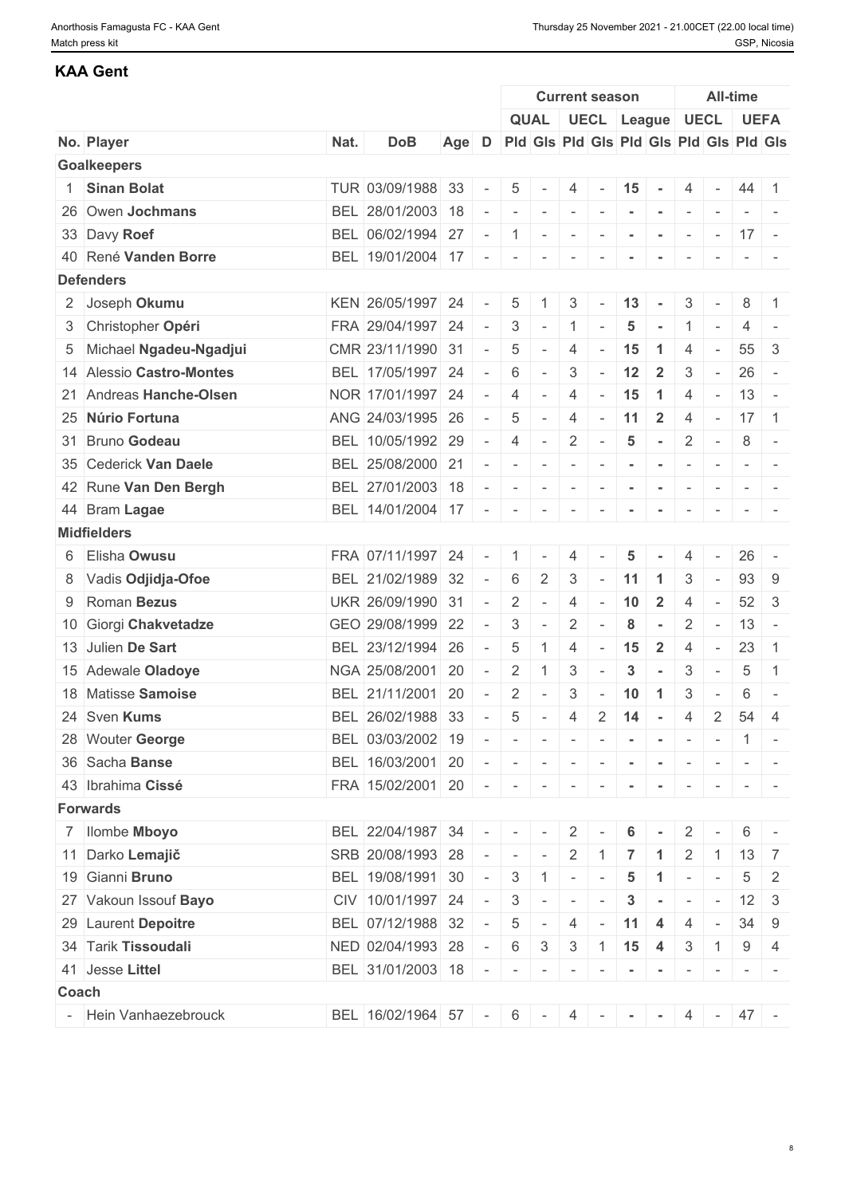## KAA Gent

| No. | Player | Nat. | DoB | Age | D | Current season | | | | | | All-time | | | |
|---|---|---|---|---|---|---|---|---|---|---|---|---|---|---|---|
| | | | | | | QUAL | | UECL | | League | | UECL | | UEFA | |
| | | | | | | Pld | Gls | Pld | Gls | Pld | Gls | Pld | Gls | Pld | Gls |
| **Goalkeepers** | | | | | | | | | | | | | | | |
| 1 | **Sinan Bolat** | TUR | 03/09/1988 | 33 | - | 5 | - | 4 | - | 15 | - | 4 | - | 44 | 1 |
| 26 | Owen **Jochmans** | BEL | 28/01/2003 | 18 | - | - | - | - | - | - | - | - | - | - | - |
| 33 | Davy **Roef** | BEL | 06/02/1994 | 27 | - | 1 | - | - | - | - | - | - | - | 17 | - |
| 40 | René **Vanden Borre** | BEL | 19/01/2004 | 17 | - | - | - | - | - | - | - | - | - | - | - |
| **Defenders** | | | | | | | | | | | | | | | |
| 2 | Joseph **Okumu** | KEN | 26/05/1997 | 24 | - | 5 | 1 | 3 | - | 13 | - | 3 | - | 8 | 1 |
| 3 | Christopher **Opéri** | FRA | 29/04/1997 | 24 | - | 3 | - | 1 | - | 5 | - | 1 | - | 4 | - |
| 5 | Michael **Ngadeu-Ngadjui** | CMR | 23/11/1990 | 31 | - | 5 | - | 4 | - | 15 | 1 | 4 | - | 55 | 3 |
| 14 | Alessio **Castro-Montes** | BEL | 17/05/1997 | 24 | - | 6 | - | 3 | - | 12 | 2 | 3 | - | 26 | - |
| 21 | Andreas **Hanche-Olsen** | NOR | 17/01/1997 | 24 | - | 4 | - | 4 | - | 15 | 1 | 4 | - | 13 | - |
| 25 | **Núrio Fortuna** | ANG | 24/03/1995 | 26 | - | 5 | - | 4 | - | 11 | 2 | 4 | - | 17 | 1 |
| 31 | Bruno **Godeau** | BEL | 10/05/1992 | 29 | - | 4 | - | 2 | - | 5 | - | 2 | - | 8 | - |
| 35 | Cederick **Van Daele** | BEL | 25/08/2000 | 21 | - | - | - | - | - | - | - | - | - | - | - |
| 42 | Rune **Van Den Bergh** | BEL | 27/01/2003 | 18 | - | - | - | - | - | - | - | - | - | - | - |
| 44 | Bram **Lagae** | BEL | 14/01/2004 | 17 | - | - | - | - | - | - | - | - | - | - | - |
| **Midfielders** | | | | | | | | | | | | | | | |
| 6 | Elisha **Owusu** | FRA | 07/11/1997 | 24 | - | 1 | - | 4 | - | 5 | - | 4 | - | 26 | - |
| 8 | Vadis **Odjidja-Ofoe** | BEL | 21/02/1989 | 32 | - | 6 | 2 | 3 | - | 11 | 1 | 3 | - | 93 | 9 |
| 9 | Roman **Bezus** | UKR | 26/09/1990 | 31 | - | 2 | - | 4 | - | 10 | 2 | 4 | - | 52 | 3 |
| 10 | Giorgi **Chakvetadze** | GEO | 29/08/1999 | 22 | - | 3 | - | 2 | - | 8 | - | 2 | - | 13 | - |
| 13 | Julien **De Sart** | BEL | 23/12/1994 | 26 | - | 5 | 1 | 4 | - | 15 | 2 | 4 | - | 23 | 1 |
| 15 | Adewale **Oladoye** | NGA | 25/08/2001 | 20 | - | 2 | 1 | 3 | - | 3 | - | 3 | - | 5 | 1 |
| 18 | Matisse **Samoise** | BEL | 21/11/2001 | 20 | - | 2 | - | 3 | - | 10 | 1 | 3 | - | 6 | - |
| 24 | Sven **Kums** | BEL | 26/02/1988 | 33 | - | 5 | - | 4 | 2 | 14 | - | 4 | 2 | 54 | 4 |
| 28 | Wouter **George** | BEL | 03/03/2002 | 19 | - | - | - | - | - | - | - | - | - | 1 | - |
| 36 | Sacha **Banse** | BEL | 16/03/2001 | 20 | - | - | - | - | - | - | - | - | - | - | - |
| 43 | Ibrahima **Cissé** | FRA | 15/02/2001 | 20 | - | - | - | - | - | - | - | - | - | - | - |
| **Forwards** | | | | | | | | | | | | | | | |
| 7 | Ilombe **Mboyo** | BEL | 22/04/1987 | 34 | - | - | - | 2 | - | 6 | - | 2 | - | 6 | - |
| 11 | Darko **Lemajič** | SRB | 20/08/1993 | 28 | - | - | - | 2 | 1 | 7 | 1 | 2 | 1 | 13 | 7 |
| 19 | Gianni **Bruno** | BEL | 19/08/1991 | 30 | - | 3 | 1 | - | - | 5 | 1 | - | - | 5 | 2 |
| 27 | Vakoun Issouf **Bayo** | CIV | 10/01/1997 | 24 | - | 3 | - | - | - | 3 | - | - | - | 12 | 3 |
| 29 | Laurent **Depoitre** | BEL | 07/12/1988 | 32 | - | 5 | - | 4 | - | 11 | 4 | 4 | - | 34 | 9 |
| 34 | Tarik **Tissoudali** | NED | 02/04/1993 | 28 | - | 6 | 3 | 3 | 1 | 15 | 4 | 3 | 1 | 9 | 4 |
| 41 | Jesse **Littel** | BEL | 31/01/2003 | 18 | - | - | - | - | - | - | - | - | - | - | - |
| **Coach** | | | | | | | | | | | | | | | |
| - | Hein Vanhaezebrouck | BEL | 16/02/1964 | 57 | - | 6 | - | 4 | - | - | - | 4 | - | 47 | - |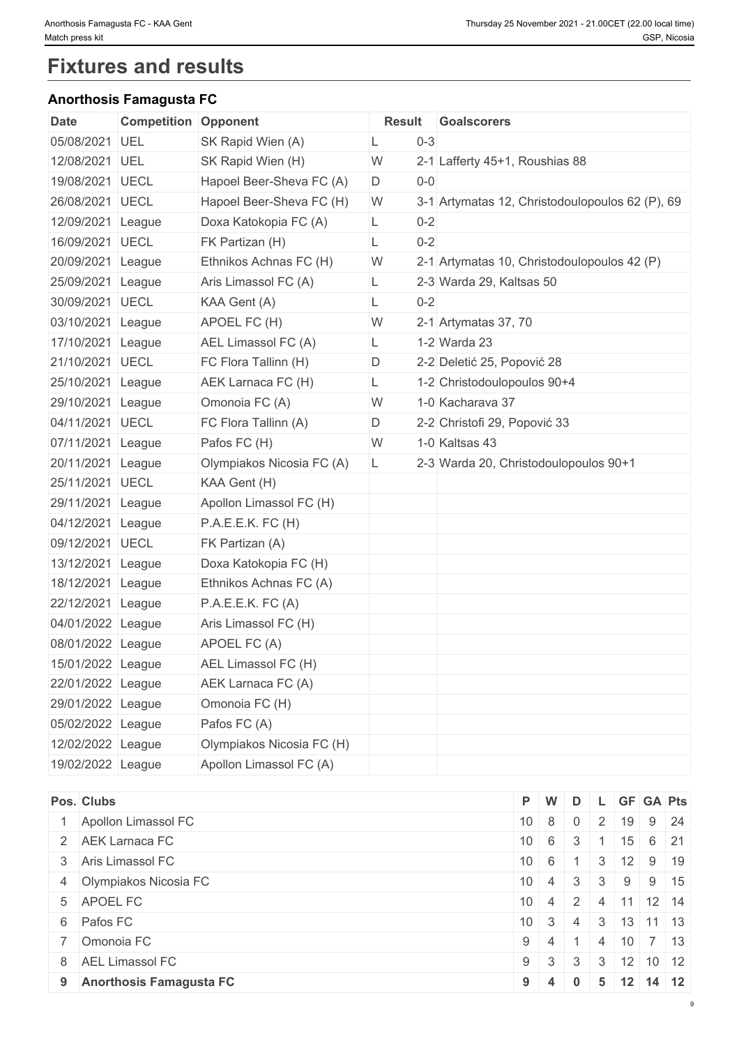# Fixtures and results

### Anorthosis Famagusta FC

| Date | Competition | Opponent | Result | | Goalscorers |
|---|---|---|---|---|---|
| 05/08/2021 | UEL | SK Rapid Wien (A) | L | 0-3 | |
| 12/08/2021 | UEL | SK Rapid Wien (H) | W | 2-1 | Lafferty 45+1, Roushias 88 |
| 19/08/2021 | UECL | Hapoel Beer-Sheva FC (A) | D | 0-0 | |
| 26/08/2021 | UECL | Hapoel Beer-Sheva FC (H) | W | 3-1 | Artymatas 12, Christodoulopoulos 62 (P), 69 |
| 12/09/2021 | League | Doxa Katokopia FC (A) | L | 0-2 | |
| 16/09/2021 | UECL | FK Partizan (H) | L | 0-2 | |
| 20/09/2021 | League | Ethnikos Achnas FC (H) | W | 2-1 | Artymatas 10, Christodoulopoulos 42 (P) |
| 25/09/2021 | League | Aris Limassol FC (A) | L | 2-3 | Warda 29, Kaltsas 50 |
| 30/09/2021 | UECL | KAA Gent (A) | L | 0-2 | |
| 03/10/2021 | League | APOEL FC (H) | W | 2-1 | Artymatas 37, 70 |
| 17/10/2021 | League | AEL Limassol FC (A) | L | 1-2 | Warda 23 |
| 21/10/2021 | UECL | FC Flora Tallinn (H) | D | 2-2 | Deletić 25, Popović 28 |
| 25/10/2021 | League | AEK Larnaca FC (H) | L | 1-2 | Christodoulopoulos 90+4 |
| 29/10/2021 | League | Omonoia FC (A) | W | 1-0 | Kacharava 37 |
| 04/11/2021 | UECL | FC Flora Tallinn (A) | D | 2-2 | Christofi 29, Popović 33 |
| 07/11/2021 | League | Pafos FC (H) | W | 1-0 | Kaltsas 43 |
| 20/11/2021 | League | Olympiakos Nicosia FC (A) | L | 2-3 | Warda 20, Christodoulopoulos 90+1 |
| 25/11/2021 | UECL | KAA Gent (H) | | | |
| 29/11/2021 | League | Apollon Limassol FC (H) | | | |
| 04/12/2021 | League | P.A.E.E.K. FC (H) | | | |
| 09/12/2021 | UECL | FK Partizan (A) | | | |
| 13/12/2021 | League | Doxa Katokopia FC (H) | | | |
| 18/12/2021 | League | Ethnikos Achnas FC (A) | | | |
| 22/12/2021 | League | P.A.E.E.K. FC (A) | | | |
| 04/01/2022 | League | Aris Limassol FC (H) | | | |
| 08/01/2022 | League | APOEL FC (A) | | | |
| 15/01/2022 | League | AEL Limassol FC (H) | | | |
| 22/01/2022 | League | AEK Larnaca FC (A) | | | |
| 29/01/2022 | League | Omonoia FC (H) | | | |
| 05/02/2022 | League | Pafos FC (A) | | | |
| 12/02/2022 | League | Olympiakos Nicosia FC (H) | | | |
| 19/02/2022 | League | Apollon Limassol FC (A) | | | |

| Pos. | Clubs | P | W | D | L | GF | GA | Pts |
|---|---|---|---|---|---|---|---|---|
| 1 | Apollon Limassol FC | 10 | 8 | 0 | 2 | 19 | 9 | 24 |
| 2 | AEK Larnaca FC | 10 | 6 | 3 | 1 | 15 | 6 | 21 |
| 3 | Aris Limassol FC | 10 | 6 | 1 | 3 | 12 | 9 | 19 |
| 4 | Olympiakos Nicosia FC | 10 | 4 | 3 | 3 | 9 | 9 | 15 |
| 5 | APOEL FC | 10 | 4 | 2 | 4 | 11 | 12 | 14 |
| 6 | Pafos FC | 10 | 3 | 4 | 3 | 13 | 11 | 13 |
| 7 | Omonoia FC | 9 | 4 | 1 | 4 | 10 | 7 | 13 |
| 8 | AEL Limassol FC | 9 | 3 | 3 | 3 | 12 | 10 | 12 |
| **9** | **Anorthosis Famagusta FC** | **9** | **4** | **0** | **5** | **12** | **14** | **12** |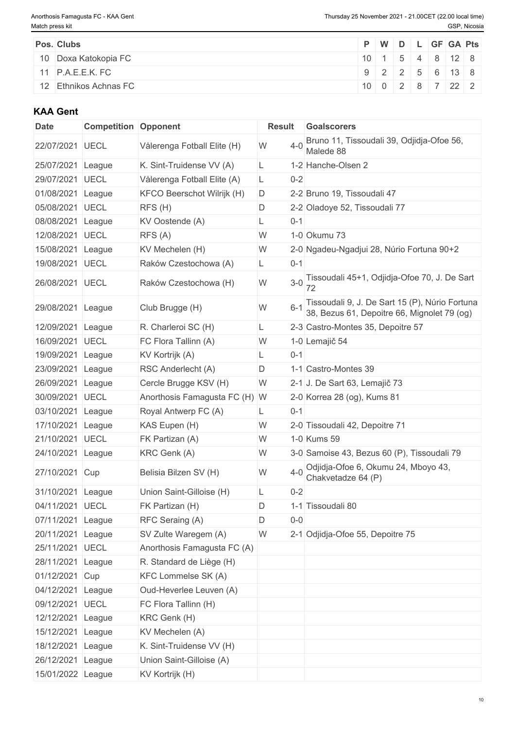| Pos. | Clubs | P | W | D | L | GF | GA | Pts |
|---|---|---|---|---|---|---|---|---|
| 10 | Doxa Katokopia FC | 10 | 1 | 5 | 4 | 8 | 12 | 8 |
| 11 | P.A.E.E.K. FC | 9 | 2 | 2 | 5 | 6 | 13 | 8 |
| 12 | Ethnikos Achnas FC | 10 | 0 | 2 | 8 | 7 | 22 | 2 |

### KAA Gent

| Date | Competition | Opponent | Result | | Goalscorers |
|---|---|---|---|---|---|
| 22/07/2021 | UECL | Vålerenga Fotball Elite (H) | W | 4-0 | Bruno 11, Tissoudali 39, Odjidja-Ofoe 56, Malede 88 |
| 25/07/2021 | League | K. Sint-Truidense VV (A) | L | 1-2 | Hanche-Olsen 2 |
| 29/07/2021 | UECL | Vålerenga Fotball Elite (A) | L | 0-2 | |
| 01/08/2021 | League | KFCO Beerschot Wilrijk (H) | D | 2-2 | Bruno 19, Tissoudali 47 |
| 05/08/2021 | UECL | RFS (H) | D | 2-2 | Oladoye 52, Tissoudali 77 |
| 08/08/2021 | League | KV Oostende (A) | L | 0-1 | |
| 12/08/2021 | UECL | RFS (A) | W | 1-0 | Okumu 73 |
| 15/08/2021 | League | KV Mechelen (H) | W | 2-0 | Ngadeu-Ngadjui 28, Núrio Fortuna 90+2 |
| 19/08/2021 | UECL | Raków Czestochowa (A) | L | 0-1 | |
| 26/08/2021 | UECL | Raków Czestochowa (H) | W | 3-0 | Tissoudali 45+1, Odjidja-Ofoe 70, J. De Sart 72 |
| 29/08/2021 | League | Club Brugge (H) | W | 6-1 | Tissoudali 9, J. De Sart 15 (P), Núrio Fortuna 38, Bezus 61, Depoitre 66, Mignolet 79 (og) |
| 12/09/2021 | League | R. Charleroi SC (H) | L | 2-3 | Castro-Montes 35, Depoitre 57 |
| 16/09/2021 | UECL | FC Flora Tallinn (A) | W | 1-0 | Lemajič 54 |
| 19/09/2021 | League | KV Kortrijk (A) | L | 0-1 | |
| 23/09/2021 | League | RSC Anderlecht (A) | D | 1-1 | Castro-Montes 39 |
| 26/09/2021 | League | Cercle Brugge KSV (H) | W | 2-1 | J. De Sart 63, Lemajič 73 |
| 30/09/2021 | UECL | Anorthosis Famagusta FC (H) | W | 2-0 | Korrea 28 (og), Kums 81 |
| 03/10/2021 | League | Royal Antwerp FC (A) | L | 0-1 | |
| 17/10/2021 | League | KAS Eupen (H) | W | 2-0 | Tissoudali 42, Depoitre 71 |
| 21/10/2021 | UECL | FK Partizan (A) | W | 1-0 | Kums 59 |
| 24/10/2021 | League | KRC Genk (A) | W | 3-0 | Samoise 43, Bezus 60 (P), Tissoudali 79 |
| 27/10/2021 | Cup | Belisia Bilzen SV (H) | W | 4-0 | Odjidja-Ofoe 6, Okumu 24, Mboyo 43, Chakvetadze 64 (P) |
| 31/10/2021 | League | Union Saint-Gilloise (H) | L | 0-2 | |
| 04/11/2021 | UECL | FK Partizan (H) | D | 1-1 | Tissoudali 80 |
| 07/11/2021 | League | RFC Seraing (A) | D | 0-0 | |
| 20/11/2021 | League | SV Zulte Waregem (A) | W | 2-1 | Odjidja-Ofoe 55, Depoitre 75 |
| 25/11/2021 | UECL | Anorthosis Famagusta FC (A) | | | |
| 28/11/2021 | League | R. Standard de Liège (H) | | | |
| 01/12/2021 | Cup | KFC Lommelse SK (A) | | | |
| 04/12/2021 | League | Oud-Heverlee Leuven (A) | | | |
| 09/12/2021 | UECL | FC Flora Tallinn (H) | | | |
| 12/12/2021 | League | KRC Genk (H) | | | |
| 15/12/2021 | League | KV Mechelen (A) | | | |
| 18/12/2021 | League | K. Sint-Truidense VV (H) | | | |
| 26/12/2021 | League | Union Saint-Gilloise (A) | | | |
| 15/01/2022 | League | KV Kortrijk (H) | | | |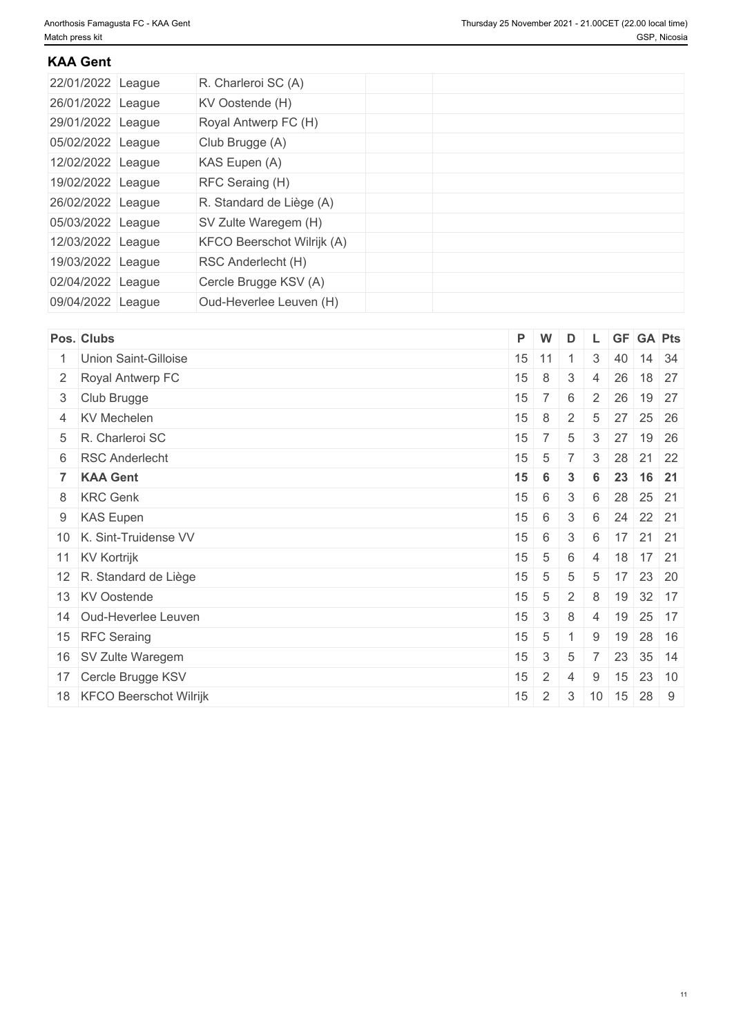## KAA Gent

| | | | | |
|---|---|---|---|---|
| 22/01/2022 | League | R. Charleroi SC (A) | | |
| 26/01/2022 | League | KV Oostende (H) | | |
| 29/01/2022 | League | Royal Antwerp FC (H) | | |
| 05/02/2022 | League | Club Brugge (A) | | |
| 12/02/2022 | League | KAS Eupen (A) | | |
| 19/02/2022 | League | RFC Seraing (H) | | |
| 26/02/2022 | League | R. Standard de Liège (A) | | |
| 05/03/2022 | League | SV Zulte Waregem (H) | | |
| 12/03/2022 | League | KFCO Beerschot Wilrijk (A) | | |
| 19/03/2022 | League | RSC Anderlecht (H) | | |
| 02/04/2022 | League | Cercle Brugge KSV (A) | | |
| 09/04/2022 | League | Oud-Heverlee Leuven (H) | | |

| Pos. | Clubs | P | W | D | L | GF | GA | Pts |
|---|---|---|---|---|---|---|---|---|
| 1 | Union Saint-Gilloise | 15 | 11 | 1 | 3 | 40 | 14 | 34 |
| 2 | Royal Antwerp FC | 15 | 8 | 3 | 4 | 26 | 18 | 27 |
| 3 | Club Brugge | 15 | 7 | 6 | 2 | 26 | 19 | 27 |
| 4 | KV Mechelen | 15 | 8 | 2 | 5 | 27 | 25 | 26 |
| 5 | R. Charleroi SC | 15 | 7 | 5 | 3 | 27 | 19 | 26 |
| 6 | RSC Anderlecht | 15 | 5 | 7 | 3 | 28 | 21 | 22 |
| **7** | **KAA Gent** | **15** | **6** | **3** | **6** | **23** | **16** | **21** |
| 8 | KRC Genk | 15 | 6 | 3 | 6 | 28 | 25 | 21 |
| 9 | KAS Eupen | 15 | 6 | 3 | 6 | 24 | 22 | 21 |
| 10 | K. Sint-Truidense VV | 15 | 6 | 3 | 6 | 17 | 21 | 21 |
| 11 | KV Kortrijk | 15 | 5 | 6 | 4 | 18 | 17 | 21 |
| 12 | R. Standard de Liège | 15 | 5 | 5 | 5 | 17 | 23 | 20 |
| 13 | KV Oostende | 15 | 5 | 2 | 8 | 19 | 32 | 17 |
| 14 | Oud-Heverlee Leuven | 15 | 3 | 8 | 4 | 19 | 25 | 17 |
| 15 | RFC Seraing | 15 | 5 | 1 | 9 | 19 | 28 | 16 |
| 16 | SV Zulte Waregem | 15 | 3 | 5 | 7 | 23 | 35 | 14 |
| 17 | Cercle Brugge KSV | 15 | 2 | 4 | 9 | 15 | 23 | 10 |
| 18 | KFCO Beerschot Wilrijk | 15 | 2 | 3 | 10 | 15 | 28 | 9 |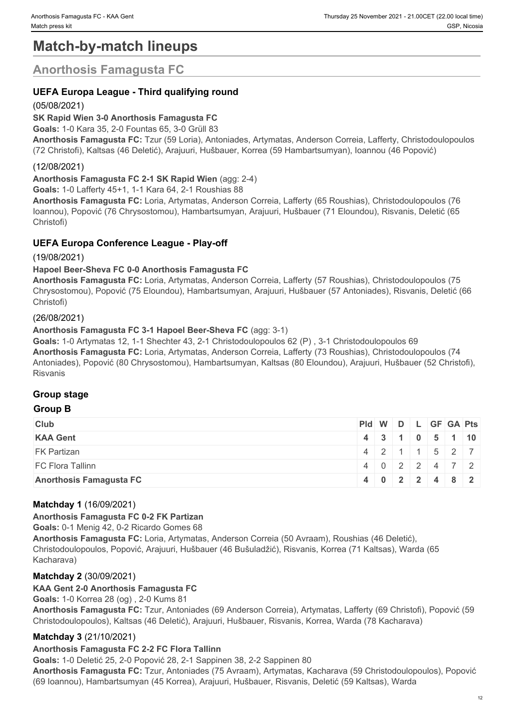# Match-by-match lineups

## Anorthosis Famagusta FC

### UEFA Europa League - Third qualifying round

(05/08/2021)

**SK Rapid Wien 3-0 Anorthosis Famagusta FC**

**Goals:** 1-0 Kara 35, 2-0 Fountas 65, 3-0 Grüll 83

**Anorthosis Famagusta FC:** Tzur (59 Loria), Antoniades, Artymatas, Anderson Correia, Lafferty, Christodoulopoulos (72 Christofi), Kaltsas (46 Deletić), Arajuuri, Hušbauer, Korrea (59 Hambartsumyan), Ioannou (46 Popović)

(12/08/2021)

**Anorthosis Famagusta FC 2-1 SK Rapid Wien** (agg: 2-4)

**Goals:** 1-0 Lafferty 45+1, 1-1 Kara 64, 2-1 Roushias 88

**Anorthosis Famagusta FC:** Loria, Artymatas, Anderson Correia, Lafferty (65 Roushias), Christodoulopoulos (76 Ioannou), Popović (76 Chrysostomou), Hambartsumyan, Arajuuri, Hušbauer (71 Eloundou), Risvanis, Deletić (65 Christofi)

### UEFA Europa Conference League - Play-off

(19/08/2021)

**Hapoel Beer-Sheva FC 0-0 Anorthosis Famagusta FC**

**Anorthosis Famagusta FC:** Loria, Artymatas, Anderson Correia, Lafferty (57 Roushias), Christodoulopoulos (75 Chrysostomou), Popović (75 Eloundou), Hambartsumyan, Arajuuri, Hušbauer (57 Antoniades), Risvanis, Deletić (66 Christofi)

(26/08/2021)

**Anorthosis Famagusta FC 3-1 Hapoel Beer-Sheva FC** (agg: 3-1)

**Goals:** 1-0 Artymatas 12, 1-1 Shechter 43, 2-1 Christodoulopoulos 62 (P) , 3-1 Christodoulopoulos 69

**Anorthosis Famagusta FC:** Loria, Artymatas, Anderson Correia, Lafferty (73 Roushias), Christodoulopoulos (74 Antoniades), Popović (80 Chrysostomou), Hambartsumyan, Kaltsas (80 Eloundou), Arajuuri, Hušbauer (52 Christofi), Risvanis

### Group stage

#### Group B

| Club | Pld | W | D | L | GF | GA | Pts |
|---|---|---|---|---|---|---|---|
| **KAA Gent** | **4** | **3** | **1** | **0** | **5** | **1** | **10** |
| FK Partizan | 4 | 2 | 1 | 1 | 5 | 2 | 7 |
| FC Flora Tallinn | 4 | 0 | 2 | 2 | 4 | 7 | 2 |
| **Anorthosis Famagusta FC** | **4** | **0** | **2** | **2** | **4** | **8** | **2** |

**Matchday 1** (16/09/2021)

**Anorthosis Famagusta FC 0-2 FK Partizan**

**Goals:** 0-1 Menig 42, 0-2 Ricardo Gomes 68

**Anorthosis Famagusta FC:** Loria, Artymatas, Anderson Correia (50 Avraam), Roushias (46 Deletić), Christodoulopoulos, Popović, Arajuuri, Hušbauer (46 Bušuladžić), Risvanis, Korrea (71 Kaltsas), Warda (65 Kacharava)

**Matchday 2** (30/09/2021)

**KAA Gent 2-0 Anorthosis Famagusta FC**

**Goals:** 1-0 Korrea 28 (og) , 2-0 Kums 81

**Anorthosis Famagusta FC:** Tzur, Antoniades (69 Anderson Correia), Artymatas, Lafferty (69 Christofi), Popović (59 Christodoulopoulos), Kaltsas (46 Deletić), Arajuuri, Hušbauer, Risvanis, Korrea, Warda (78 Kacharava)

**Matchday 3** (21/10/2021)

**Anorthosis Famagusta FC 2-2 FC Flora Tallinn**

**Goals:** 1-0 Deletić 25, 2-0 Popović 28, 2-1 Sappinen 38, 2-2 Sappinen 80

**Anorthosis Famagusta FC:** Tzur, Antoniades (75 Avraam), Artymatas, Kacharava (59 Christodoulopoulos), Popović (69 Ioannou), Hambartsumyan (45 Korrea), Arajuuri, Hušbauer, Risvanis, Deletić (59 Kaltsas), Warda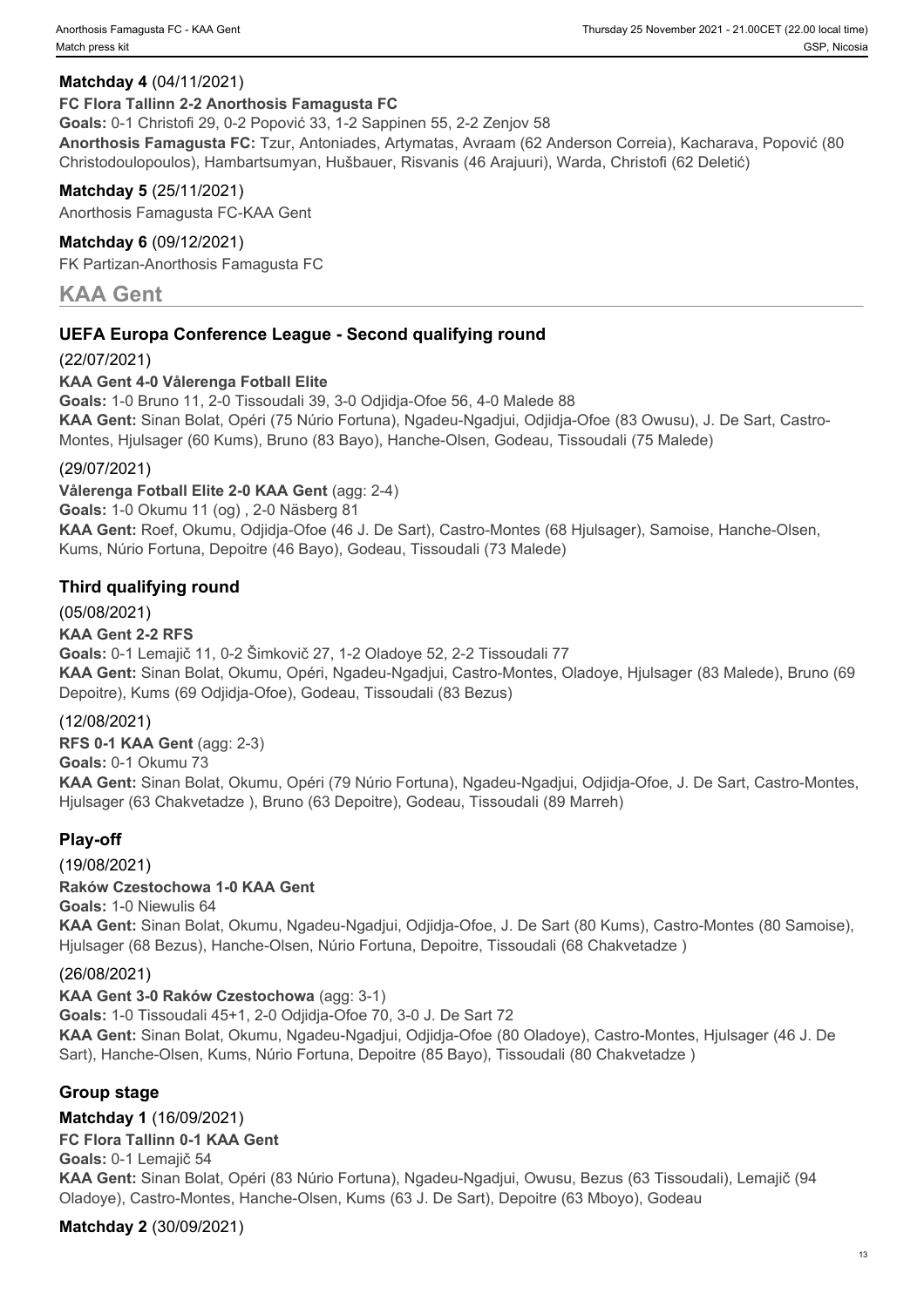**Matchday 4** (04/11/2021)

**FC Flora Tallinn 2-2 Anorthosis Famagusta FC**

**Goals:** 0-1 Christofi 29, 0-2 Popović 33, 1-2 Sappinen 55, 2-2 Zenjov 58

**Anorthosis Famagusta FC:** Tzur, Antoniades, Artymatas, Avraam (62 Anderson Correia), Kacharava, Popović (80 Christodoulopoulos), Hambartsumyan, Hušbauer, Risvanis (46 Arajuuri), Warda, Christofi (62 Deletić)

**Matchday 5** (25/11/2021)

Anorthosis Famagusta FC-KAA Gent

**Matchday 6** (09/12/2021)

FK Partizan-Anorthosis Famagusta FC

## KAA Gent

### UEFA Europa Conference League - Second qualifying round

(22/07/2021)

**KAA Gent 4-0 Vålerenga Fotball Elite**

**Goals:** 1-0 Bruno 11, 2-0 Tissoudali 39, 3-0 Odjidja-Ofoe 56, 4-0 Malede 88

**KAA Gent:** Sinan Bolat, Opéri (75 Núrio Fortuna), Ngadeu-Ngadjui, Odjidja-Ofoe (83 Owusu), J. De Sart, Castro-Montes, Hjulsager (60 Kums), Bruno (83 Bayo), Hanche-Olsen, Godeau, Tissoudali (75 Malede)

(29/07/2021)

**Vålerenga Fotball Elite 2-0 KAA Gent** (agg: 2-4)

**Goals:** 1-0 Okumu 11 (og) , 2-0 Näsberg 81

**KAA Gent:** Roef, Okumu, Odjidja-Ofoe (46 J. De Sart), Castro-Montes (68 Hjulsager), Samoise, Hanche-Olsen, Kums, Núrio Fortuna, Depoitre (46 Bayo), Godeau, Tissoudali (73 Malede)

### Third qualifying round

(05/08/2021)

**KAA Gent 2-2 RFS**

**Goals:** 0-1 Lemajič 11, 0-2 Šimkovič 27, 1-2 Oladoye 52, 2-2 Tissoudali 77

**KAA Gent:** Sinan Bolat, Okumu, Opéri, Ngadeu-Ngadjui, Castro-Montes, Oladoye, Hjulsager (83 Malede), Bruno (69 Depoitre), Kums (69 Odjidja-Ofoe), Godeau, Tissoudali (83 Bezus)

(12/08/2021)

**RFS 0-1 KAA Gent** (agg: 2-3)

**Goals:** 0-1 Okumu 73

**KAA Gent:** Sinan Bolat, Okumu, Opéri (79 Núrio Fortuna), Ngadeu-Ngadjui, Odjidja-Ofoe, J. De Sart, Castro-Montes, Hjulsager (63 Chakvetadze ), Bruno (63 Depoitre), Godeau, Tissoudali (89 Marreh)

### Play-off

(19/08/2021)

**Raków Czestochowa 1-0 KAA Gent**

**Goals:** 1-0 Niewulis 64

**KAA Gent:** Sinan Bolat, Okumu, Ngadeu-Ngadjui, Odjidja-Ofoe, J. De Sart (80 Kums), Castro-Montes (80 Samoise), Hjulsager (68 Bezus), Hanche-Olsen, Núrio Fortuna, Depoitre, Tissoudali (68 Chakvetadze )

(26/08/2021)

**KAA Gent 3-0 Raków Czestochowa** (agg: 3-1)

**Goals:** 1-0 Tissoudali 45+1, 2-0 Odjidja-Ofoe 70, 3-0 J. De Sart 72

**KAA Gent:** Sinan Bolat, Okumu, Ngadeu-Ngadjui, Odjidja-Ofoe (80 Oladoye), Castro-Montes, Hjulsager (46 J. De Sart), Hanche-Olsen, Kums, Núrio Fortuna, Depoitre (85 Bayo), Tissoudali (80 Chakvetadze )

### Group stage

**Matchday 1** (16/09/2021)

**FC Flora Tallinn 0-1 KAA Gent**

**Goals:** 0-1 Lemajič 54

**KAA Gent:** Sinan Bolat, Opéri (83 Núrio Fortuna), Ngadeu-Ngadjui, Owusu, Bezus (63 Tissoudali), Lemajič (94 Oladoye), Castro-Montes, Hanche-Olsen, Kums (63 J. De Sart), Depoitre (63 Mboyo), Godeau

**Matchday 2** (30/09/2021)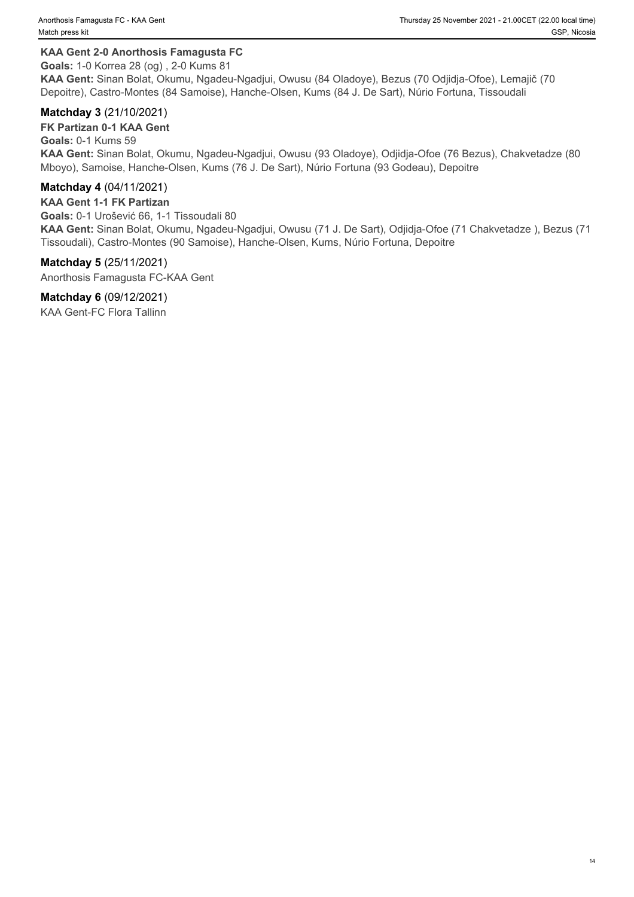**KAA Gent 2-0 Anorthosis Famagusta FC**
**Goals:** 1-0 Korrea 28 (og) , 2-0 Kums 81
**KAA Gent:** Sinan Bolat, Okumu, Ngadeu-Ngadjui, Owusu (84 Oladoye), Bezus (70 Odjidja-Ofoe), Lemajič (70 Depoitre), Castro-Montes (84 Samoise), Hanche-Olsen, Kums (84 J. De Sart), Núrio Fortuna, Tissoudali

**Matchday 3** (21/10/2021)
**FK Partizan 0-1 KAA Gent**
**Goals:** 0-1 Kums 59
**KAA Gent:** Sinan Bolat, Okumu, Ngadeu-Ngadjui, Owusu (93 Oladoye), Odjidja-Ofoe (76 Bezus), Chakvetadze (80 Mboyo), Samoise, Hanche-Olsen, Kums (76 J. De Sart), Núrio Fortuna (93 Godeau), Depoitre

**Matchday 4** (04/11/2021)
**KAA Gent 1-1 FK Partizan**
**Goals:** 0-1 Urošević 66, 1-1 Tissoudali 80
**KAA Gent:** Sinan Bolat, Okumu, Ngadeu-Ngadjui, Owusu (71 J. De Sart), Odjidja-Ofoe (71 Chakvetadze ), Bezus (71 Tissoudali), Castro-Montes (90 Samoise), Hanche-Olsen, Kums, Núrio Fortuna, Depoitre

**Matchday 5** (25/11/2021)
Anorthosis Famagusta FC-KAA Gent

**Matchday 6** (09/12/2021)
KAA Gent-FC Flora Tallinn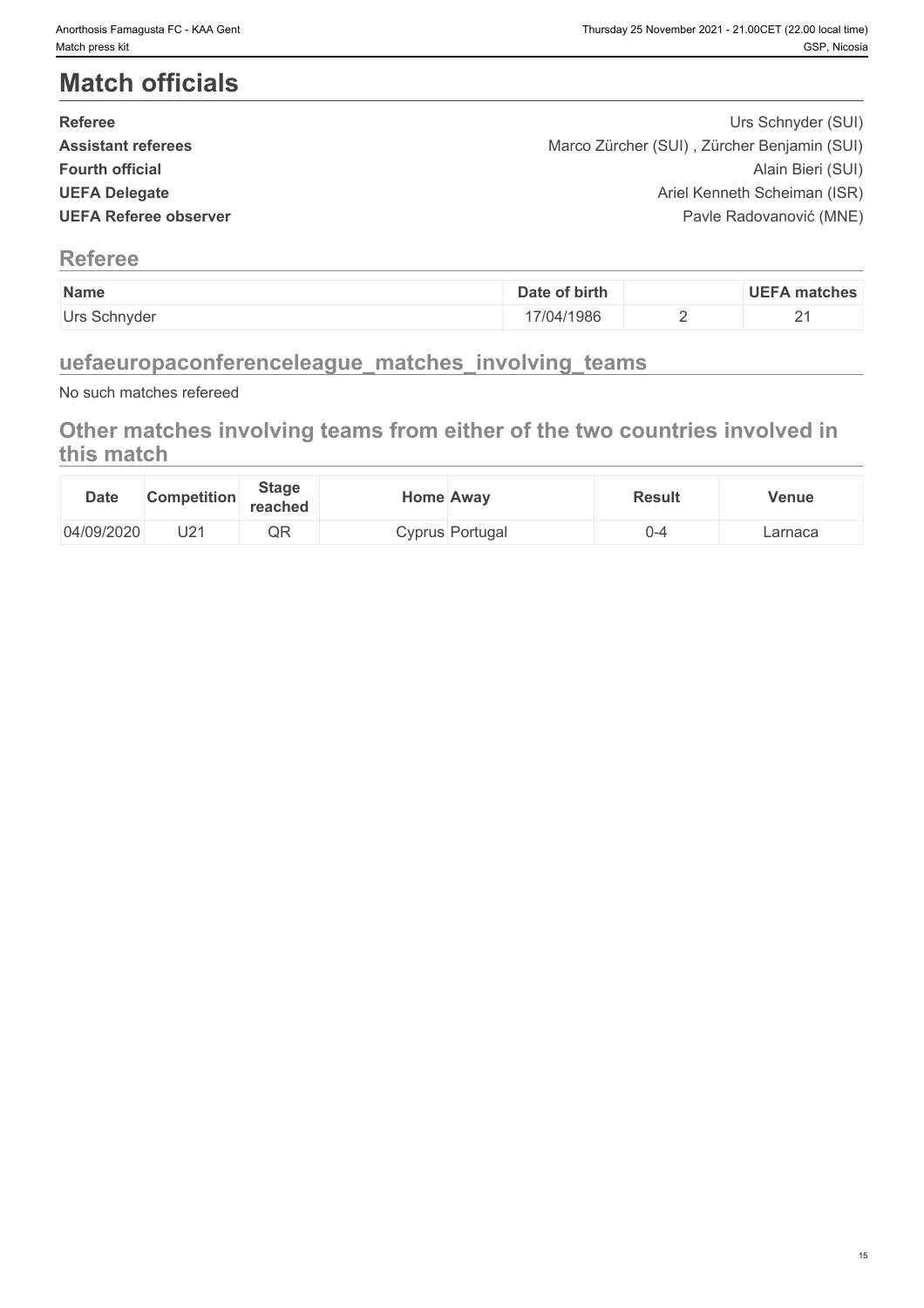# Match officials

| | |
|---|---|
| **Referee** | Urs Schnyder (SUI) |
| **Assistant referees** | Marco Zürcher (SUI) , Zürcher Benjamin (SUI) |
| **Fourth official** | Alain Bieri (SUI) |
| **UEFA Delegate** | Ariel Kenneth Scheiman (ISR) |
| **UEFA Referee observer** | Pavle Radovanović (MNE) |

## Referee

| Name | Date of birth | | UEFA matches |
|---|---|---|---|
| Urs Schnyder | 17/04/1986 | 2 | 21 |

## uefaeuropaconferenceleague_matches_involving_teams

No such matches refereed

## Other matches involving teams from either of the two countries involved in this match

| Date | Competition | Stage reached | Home | Away | Result | Venue |
|---|---|---|---|---|---|---|
| 04/09/2020 | U21 | QR | Cyprus | Portugal | 0-4 | Larnaca |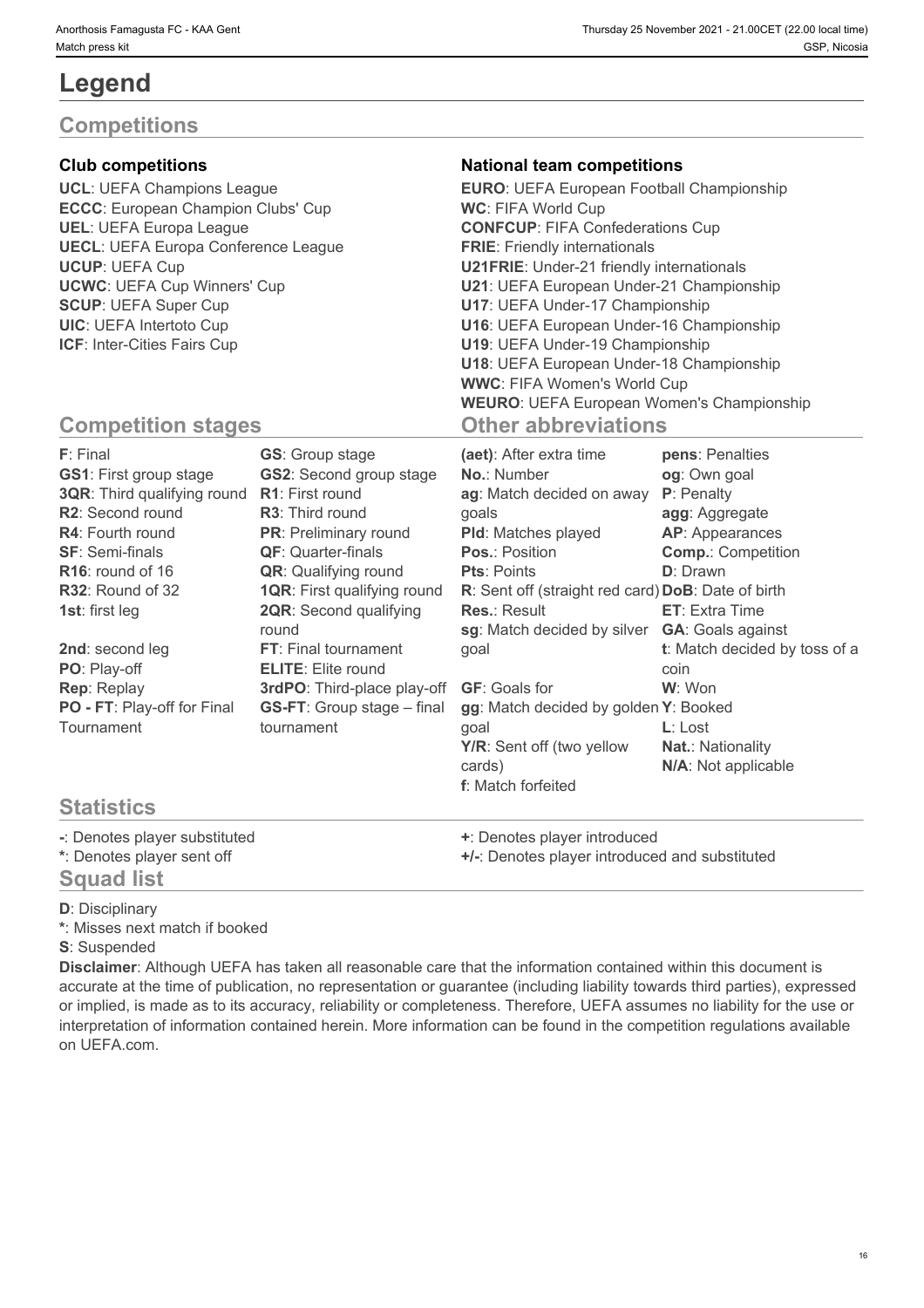# Legend

## Competitions

### Club competitions

**UCL**: UEFA Champions League
**ECCC**: European Champion Clubs' Cup
**UEL**: UEFA Europa League
**UECL**: UEFA Europa Conference League
**UCUP**: UEFA Cup
**UCWC**: UEFA Cup Winners' Cup
**SCUP**: UEFA Super Cup
**UIC**: UEFA Intertoto Cup
**ICF**: Inter-Cities Fairs Cup

### National team competitions

**EURO**: UEFA European Football Championship
**WC**: FIFA World Cup
**CONFCUP**: FIFA Confederations Cup
**FRIE**: Friendly internationals
**U21FRIE**: Under-21 friendly internationals
**U21**: UEFA European Under-21 Championship
**U17**: UEFA Under-17 Championship
**U16**: UEFA European Under-16 Championship
**U19**: UEFA Under-19 Championship
**U18**: UEFA European Under-18 Championship
**WWC**: FIFA Women's World Cup
**WEURO**: UEFA European Women's Championship

## Competition stages

**F**: Final
**GS1**: First group stage
**3QR**: Third qualifying round
**R2**: Second round
**R4**: Fourth round
**SF**: Semi-finals
**R16**: round of 16
**R32**: Round of 32
**1st**: first leg
**2nd**: second leg
**PO**: Play-off
**Rep**: Replay
**PO - FT**: Play-off for Final Tournament
**GS**: Group stage
**GS2**: Second group stage
**R1**: First round
**R3**: Third round
**PR**: Preliminary round
**QF**: Quarter-finals
**QR**: Qualifying round
**1QR**: First qualifying round
**2QR**: Second qualifying round
**FT**: Final tournament
**ELITE**: Elite round
**3rdPO**: Third-place play-off
**GS-FT**: Group stage – final tournament

## Other abbreviations

**(aet)**: After extra time
**No.**: Number
**ag**: Match decided on away goals
**Pld**: Matches played
**Pos.**: Position
**Pts**: Points
**R**: Sent off (straight red card)
**Res.**: Result
**sg**: Match decided by silver goal
**GF**: Goals for
**gg**: Match decided by golden goal
**Y/R**: Sent off (two yellow cards)
**f**: Match forfeited
**pens**: Penalties
**og**: Own goal
**P**: Penalty
**agg**: Aggregate
**AP**: Appearances
**Comp.**: Competition
**D**: Drawn
**DoB**: Date of birth
**ET**: Extra Time
**GA**: Goals against
**t**: Match decided by toss of a coin
**W**: Won
**Y**: Booked
**L**: Lost
**Nat.**: Nationality
**N/A**: Not applicable

## Statistics

**-**: Denotes player substituted
*****: Denotes player sent off
**+**: Denotes player introduced
**+/-**: Denotes player introduced and substituted

## Squad list

**D**: Disciplinary
*****: Misses next match if booked
**S**: Suspended

**Disclaimer**: Although UEFA has taken all reasonable care that the information contained within this document is accurate at the time of publication, no representation or guarantee (including liability towards third parties), expressed or implied, is made as to its accuracy, reliability or completeness. Therefore, UEFA assumes no liability for the use or interpretation of information contained herein. More information can be found in the competition regulations available on UEFA.com.